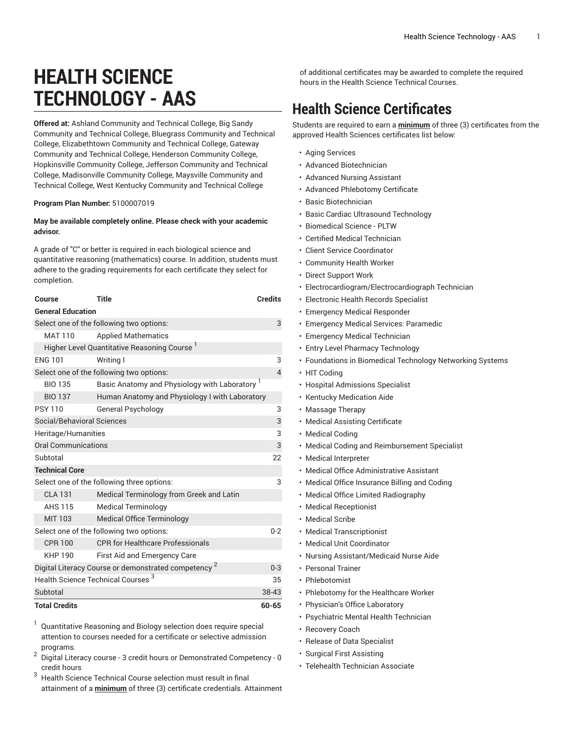# HEALTH SCIENCE TECHNOLOGY - AAS

**Offered at:** Ashland Community and Technical College, Big Sandy Community and Technical College, Bluegrass Community and Technical College, Elizabethtown Community and Technical College, Gateway Community and Technical College, Henderson Community College, Hopkinsville Community College, Jefferson Community and Technical College, Madisonville Community College, Maysville Community and Technical College, West Kentucky Community and Technical College

**Program Plan Number:** 5100007019

**May be available completely online. Please check with your academic advisor.**

A grade of "C" or better is required in each biological science and quantitative reasoning (mathematics) course. In addition, students must adhere to the grading requirements for each certificate they select for completion.

| Course | Title | Credits |
|---|---|---|
| **General Education** | | |
| Select one of the following two options: | | 3 |
| MAT 110 | Applied Mathematics | |
| Higher Level Quantitative Reasoning Course [1] | | |
| ENG 101 | Writing I | 3 |
| Select one of the following two options: | | 4 |
| BIO 135 | Basic Anatomy and Physiology with Laboratory [1] | |
| BIO 137 | Human Anatomy and Physiology I with Laboratory | |
| PSY 110 | General Psychology | 3 |
| Social/Behavioral Sciences | | 3 |
| Heritage/Humanities | | 3 |
| Oral Communications | | 3 |
| Subtotal | | 22 |
| **Technical Core** | | |
| Select one of the following three options: | | 3 |
| CLA 131 | Medical Terminology from Greek and Latin | |
| AHS 115 | Medical Terminology | |
| MIT 103 | Medical Office Terminology | |
| Select one of the following two options: | | 0-2 |
| CPR 100 | CPR for Healthcare Professionals | |
| KHP 190 | First Aid and Emergency Care | |
| Digital Literacy Course or demonstrated competency [2] | | 0-3 |
| Health Science Technical Courses [3] | | 35 |
| Subtotal | | 38-43 |
| **Total Credits** | | **60-65** |

[1] Quantitative Reasoning and Biology selection does require special attention to courses needed for a certificate or selective admission programs.

[2] Digital Literacy course - 3 credit hours or Demonstrated Competency - 0 credit hours

[3] Health Science Technical Course selection must result in final attainment of a **minimum** of three (3) certificate credentials. Attainment of additional certificates may be awarded to complete the required hours in the Health Science Technical Courses.

## Health Science Certificates

Students are required to earn a **minimum** of three (3) certificates from the approved Health Sciences certificates list below:

- Aging Services
- Advanced Biotechnician
- Advanced Nursing Assistant
- Advanced Phlebotomy Certificate
- Basic Biotechnician
- Basic Cardiac Ultrasound Technology
- Biomedical Science - PLTW
- Certified Medical Technician
- Client Service Coordinator
- Community Health Worker
- Direct Support Work
- Electrocardiogram/Electrocardiograph Technician
- Electronic Health Records Specialist
- Emergency Medical Responder
- Emergency Medical Services: Paramedic
- Emergency Medical Technician
- Entry Level Pharmacy Technology
- Foundations in Biomedical Technology Networking Systems
- HIT Coding
- Hospital Admissions Specialist
- Kentucky Medication Aide
- Massage Therapy
- Medical Assisting Certificate
- Medical Coding
- Medical Coding and Reimbursement Specialist
- Medical Interpreter
- Medical Office Administrative Assistant
- Medical Office Insurance Billing and Coding
- Medical Office Limited Radiography
- Medical Receptionist
- Medical Scribe
- Medical Transcriptionist
- Medical Unit Coordinator
- Nursing Assistant/Medicaid Nurse Aide
- Personal Trainer
- Phlebotomist
- Phlebotomy for the Healthcare Worker
- Physician's Office Laboratory
- Psychiatric Mental Health Technician
- Recovery Coach
- Release of Data Specialist
- Surgical First Assisting
- Telehealth Technician Associate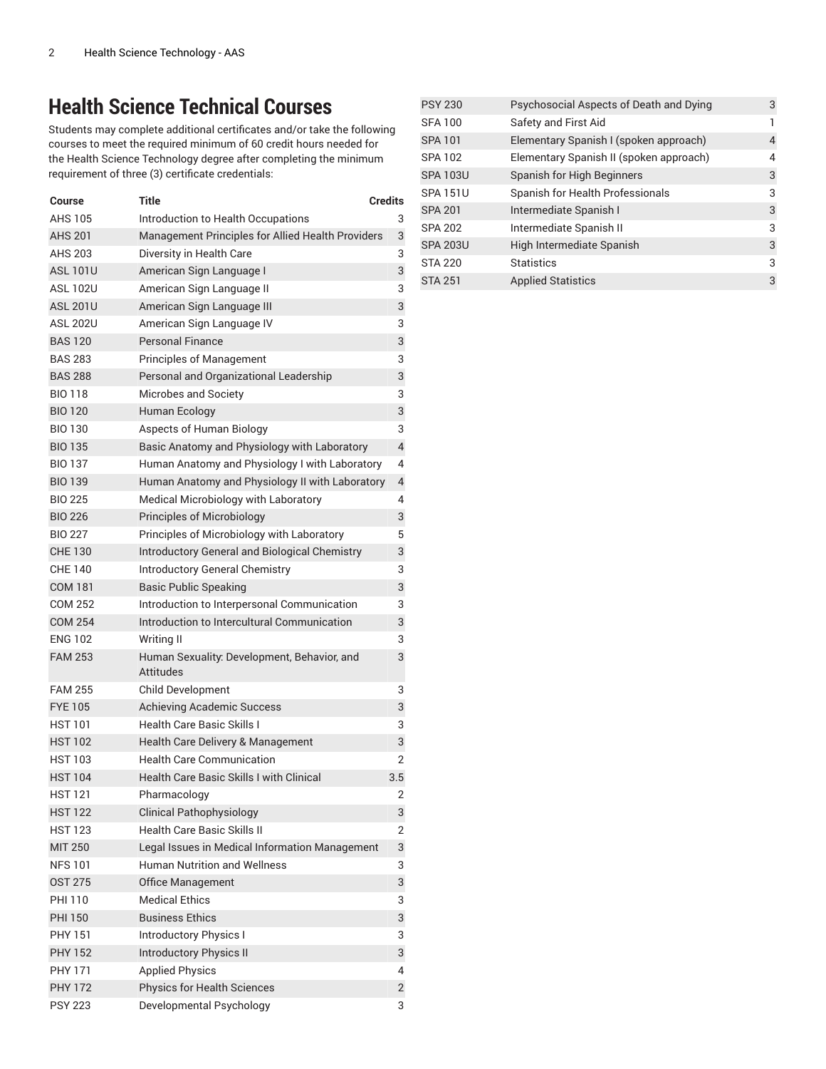## Health Science Technical Courses

Students may complete additional certificates and/or take the following courses to meet the required minimum of 60 credit hours needed for the Health Science Technology degree after completing the minimum requirement of three (3) certificate credentials:

| Course | Title | Credits |
| --- | --- | --- |
| AHS 105 | Introduction to Health Occupations | 3 |
| AHS 201 | Management Principles for Allied Health Providers | 3 |
| AHS 203 | Diversity in Health Care | 3 |
| ASL 101U | American Sign Language I | 3 |
| ASL 102U | American Sign Language II | 3 |
| ASL 201U | American Sign Language III | 3 |
| ASL 202U | American Sign Language IV | 3 |
| BAS 120 | Personal Finance | 3 |
| BAS 283 | Principles of Management | 3 |
| BAS 288 | Personal and Organizational Leadership | 3 |
| BIO 118 | Microbes and Society | 3 |
| BIO 120 | Human Ecology | 3 |
| BIO 130 | Aspects of Human Biology | 3 |
| BIO 135 | Basic Anatomy and Physiology with Laboratory | 4 |
| BIO 137 | Human Anatomy and Physiology I with Laboratory | 4 |
| BIO 139 | Human Anatomy and Physiology II with Laboratory | 4 |
| BIO 225 | Medical Microbiology with Laboratory | 4 |
| BIO 226 | Principles of Microbiology | 3 |
| BIO 227 | Principles of Microbiology with Laboratory | 5 |
| CHE 130 | Introductory General and Biological Chemistry | 3 |
| CHE 140 | Introductory General Chemistry | 3 |
| COM 181 | Basic Public Speaking | 3 |
| COM 252 | Introduction to Interpersonal Communication | 3 |
| COM 254 | Introduction to Intercultural Communication | 3 |
| ENG 102 | Writing II | 3 |
| FAM 253 | Human Sexuality: Development, Behavior, and Attitudes | 3 |
| FAM 255 | Child Development | 3 |
| FYE 105 | Achieving Academic Success | 3 |
| HST 101 | Health Care Basic Skills I | 3 |
| HST 102 | Health Care Delivery & Management | 3 |
| HST 103 | Health Care Communication | 2 |
| HST 104 | Health Care Basic Skills I with Clinical | 3.5 |
| HST 121 | Pharmacology | 2 |
| HST 122 | Clinical Pathophysiology | 3 |
| HST 123 | Health Care Basic Skills II | 2 |
| MIT 250 | Legal Issues in Medical Information Management | 3 |
| NFS 101 | Human Nutrition and Wellness | 3 |
| OST 275 | Office Management | 3 |
| PHI 110 | Medical Ethics | 3 |
| PHI 150 | Business Ethics | 3 |
| PHY 151 | Introductory Physics I | 3 |
| PHY 152 | Introductory Physics II | 3 |
| PHY 171 | Applied Physics | 4 |
| PHY 172 | Physics for Health Sciences | 2 |
| PSY 223 | Developmental Psychology | 3 |
| PSY 230 | Psychosocial Aspects of Death and Dying | 3 |
| SFA 100 | Safety and First Aid | 1 |
| SPA 101 | Elementary Spanish I (spoken approach) | 4 |
| SPA 102 | Elementary Spanish II (spoken approach) | 4 |
| SPA 103U | Spanish for High Beginners | 3 |
| SPA 151U | Spanish for Health Professionals | 3 |
| SPA 201 | Intermediate Spanish I | 3 |
| SPA 202 | Intermediate Spanish II | 3 |
| SPA 203U | High Intermediate Spanish | 3 |
| STA 220 | Statistics | 3 |
| STA 251 | Applied Statistics | 3 |